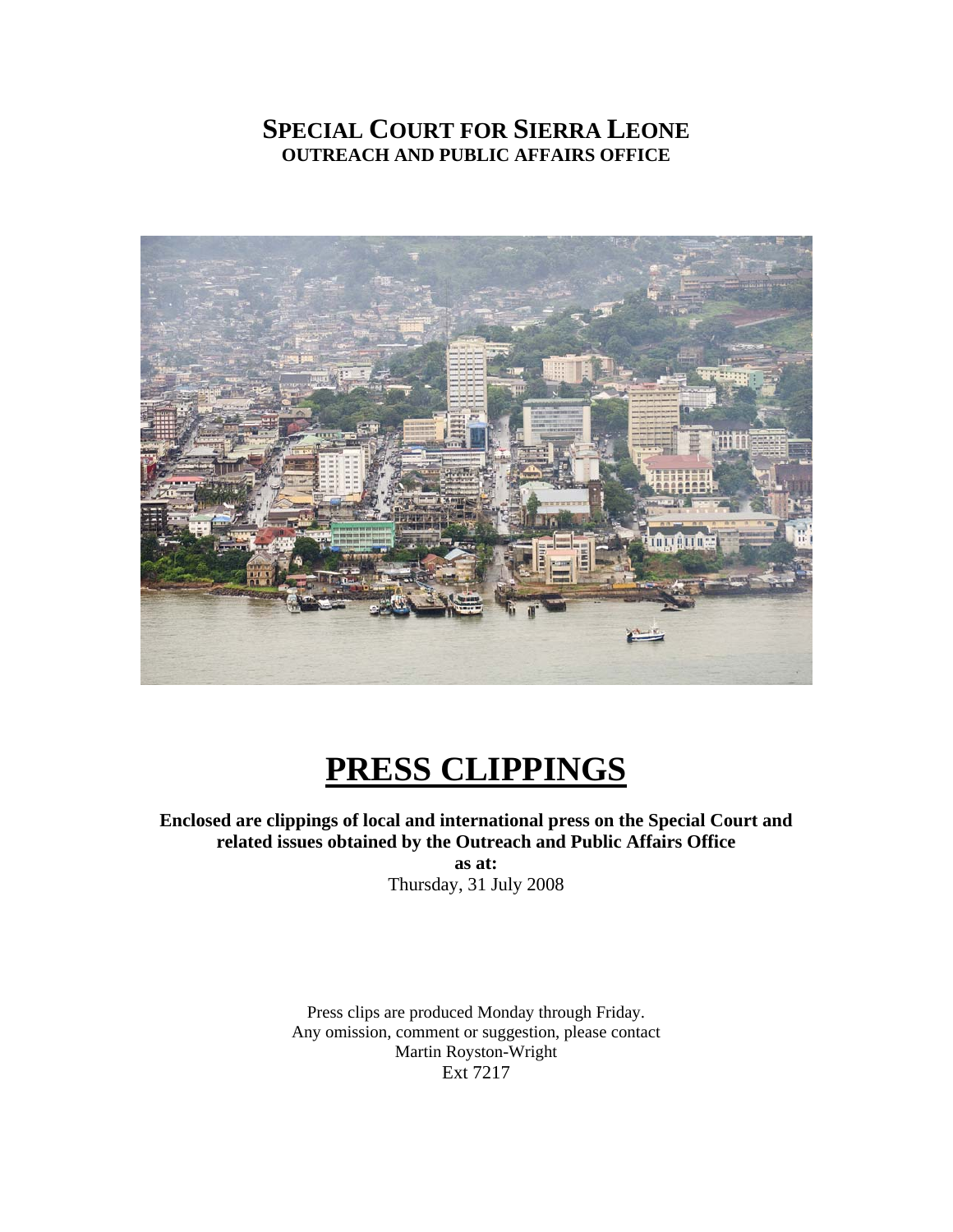# SPECIAL COURT FOR SIERRA LEONE
## OUTREACH AND PUBLIC AFFAIRS OFFICE

# PRESS CLIPPINGS

**Enclosed are clippings of local and international press on the Special Court and related issues obtained by the Outreach and Public Affairs Office**

**as at:**

Thursday, 31 July 2008

Press clips are produced Monday through Friday.
Any omission, comment or suggestion, please contact
Martin Royston-Wright
Ext 7217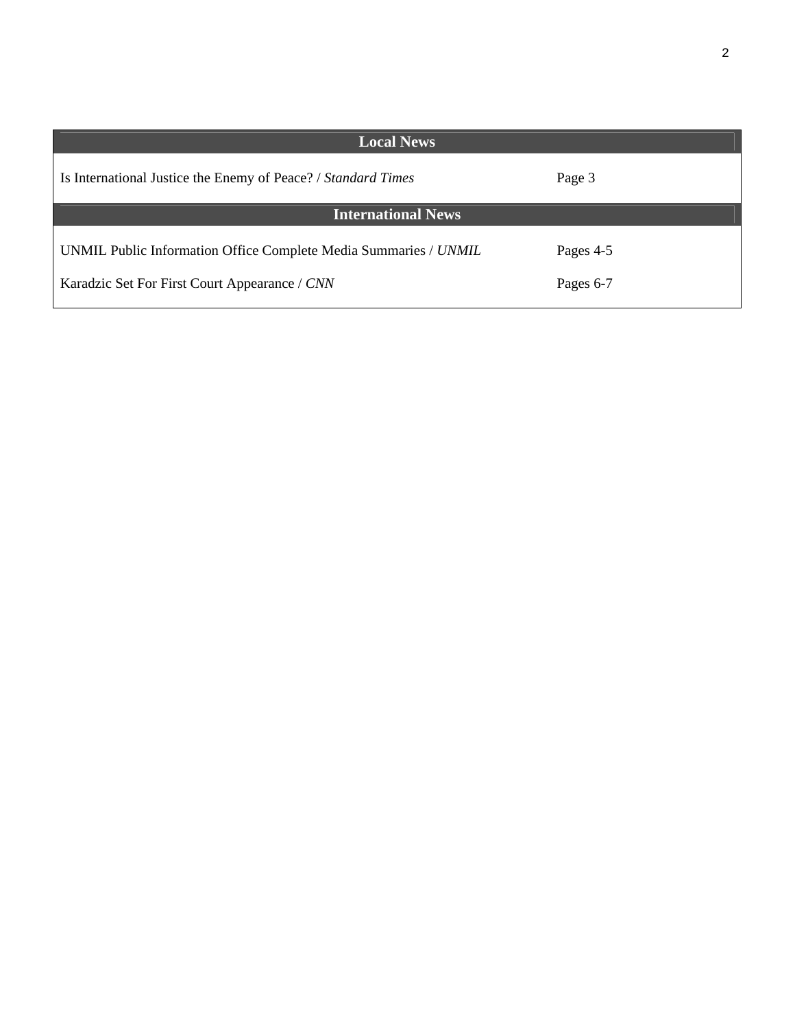| Local News | |
|---|---|
| Is International Justice the Enemy of Peace? / *Standard Times* | Page 3 |
| **International News** | |
| UNMIL Public Information Office Complete Media Summaries / *UNMIL* | Pages 4-5 |
| Karadzic Set For First Court Appearance / *CNN* | Pages 6-7 |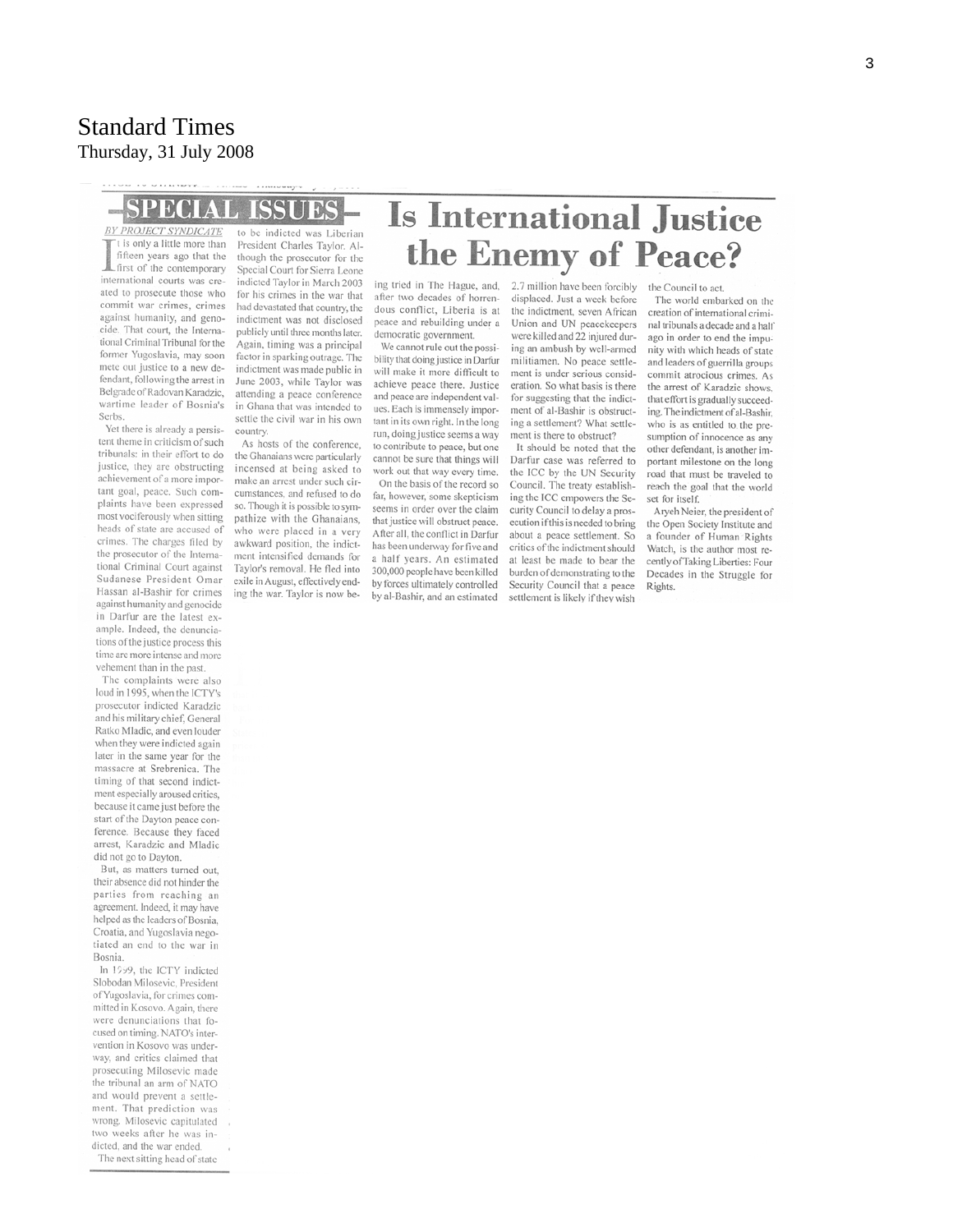# Standard Times

Thursday, 31 July 2008

## SPECIAL ISSUES

# Is International Justice the Enemy of Peace?

*BY PROJECT SYNDICATE*

It is only a little more than fifteen years ago that the first of the contemporary international courts was created to prosecute those who commit war crimes, crimes against humanity, and genocide. That court, the International Criminal Tribunal for the former Yugoslavia, may soon mete out justice to a new defendant, following the arrest in Belgrade of Radovan Karadzic, wartime leader of Bosnia's Serbs.

Yet there is already a persistent theme in criticism of such tribunals: in their effort to do justice, they are obstructing achievement of a more important goal, peace. Such complaints have been expressed most vociferously when sitting heads of state are accused of crimes. The charges filed by the prosecutor of the International Criminal Court against Sudanese President Omar Hassan al-Bashir for crimes against humanity and genocide in Darfur are the latest example. Indeed, the denunciations of the justice process this time are more intense and more vehement than in the past.

The complaints were also loud in 1995, when the ICTY's prosecutor indicted Karadzic and his military chief, General Ratko Mladic, and even louder when they were indicted again later in the same year for the massacre at Srebrenica. The timing of that second indictment especially aroused critics, because it came just before the start of the Dayton peace conference. Because they faced arrest, Karadzic and Mladic did not go to Dayton.

But, as matters turned out, their absence did not hinder the parties from reaching an agreement. Indeed, it may have helped as the leaders of Bosnia, Croatia, and Yugoslavia negotiated an end to the war in Bosnia.

In 1999, the ICTY indicted Slobodan Milosevic, President of Yugoslavia, for crimes committed in Kosovo. Again, there were denunciations that focused on timing. NATO's intervention in Kosovo was underway, and critics claimed that prosecuting Milosevic made the tribunal an arm of NATO and would prevent a settlement. That prediction was wrong. Milosevic capitulated two weeks after he was indicted, and the war ended.

The next sitting head of state to be indicted was Liberian President Charles Taylor. Although the prosecutor for the Special Court for Sierra Leone indicted Taylor in March 2003 for his crimes in the war that had devastated that country, the indictment was not disclosed publicly until three months later. Again, timing was a principal factor in sparking outrage. The indictment was made public in June 2003, while Taylor was attending a peace conference in Ghana that was intended to settle the civil war in his own country.

As hosts of the conference, the Ghanaians were particularly incensed at being asked to make an arrest under such circumstances, and refused to do so. Though it is possible to sympathize with the Ghanaians, who were placed in a very awkward position, the indictment intensified demands for Taylor's removal. He fled into exile in August, effectively ending the war. Taylor is now being tried in The Hague, and, after two decades of horrendous conflict, Liberia is at peace and rebuilding under a democratic government.

We cannot rule out the possibility that doing justice in Darfur will make it more difficult to achieve peace there. Justice and peace are independent values. Each is immensely important in its own right. In the long run, doing justice seems a way to contribute to peace, but one cannot be sure that things will work out that way every time.

On the basis of the record so far, however, some skepticism seems in order over the claim that justice will obstruct peace. After all, the conflict in Darfur has been underway for five and a half years. An estimated 300,000 people have been killed by forces ultimately controlled by al-Bashir, and an estimated 2.7 million have been forcibly displaced. Just a week before the indictment, seven African Union and UN peacekeepers were killed and 22 injured during an ambush by well-armed militiamen. No peace settlement is under serious consideration. So what basis is there for suggesting that the indictment of al-Bashir is obstructing a settlement? What settlement is there to obstruct?

It should be noted that the Darfur case was referred to the ICC by the UN Security Council. The treaty establishing the ICC empowers the Security Council to delay a prosecution if this is needed to bring about a peace settlement. So critics of the indictment should at least be made to bear the burden of demonstrating to the Security Council that a peace settlement is likely if they wish the Council to act.

The world embarked on the creation of international criminal tribunals a decade and a half ago in order to end the impunity with which heads of state and leaders of guerrilla groups commit atrocious crimes. As the arrest of Karadzic shows, that effort is gradually succeeding. The indictment of al-Bashir, who is as entitled to the presumption of innocence as any other defendant, is another important milestone on the long road that must be traveled to reach the goal that the world set for itself.

Aryeh Neier, the president of the Open Society Institute and a founder of Human Rights Watch, is the author most recently of Taking Liberties: Four Decades in the Struggle for Rights.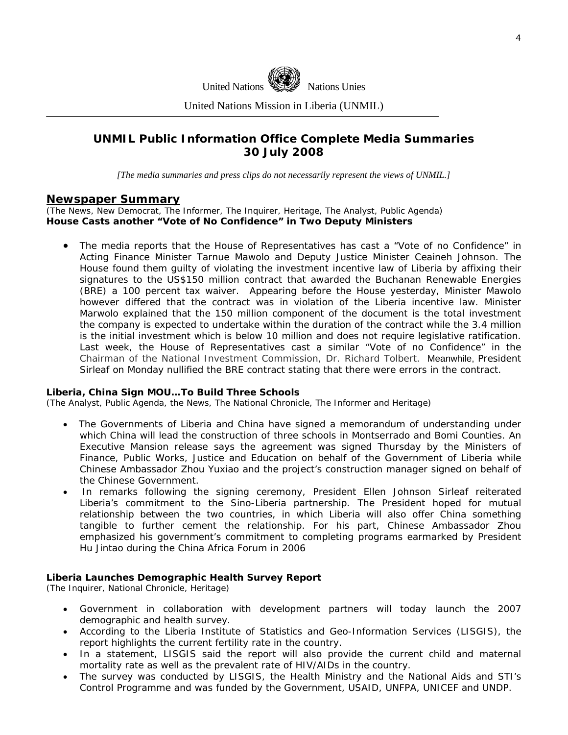United Nations Nations Unies

United Nations Mission in Liberia (UNMIL)

## UNMIL Public Information Office Complete Media Summaries
## 30 July 2008

*[The media summaries and press clips do not necessarily represent the views of UNMIL.]*

## Newspaper Summary

(The News, New Democrat, The Informer, The Inquirer, Heritage, The Analyst, Public Agenda)

**House Casts another "Vote of No Confidence" in Two Deputy Ministers**

- The media reports that the House of Representatives has cast a "Vote of no Confidence" in Acting Finance Minister Tarnue Mawolo and Deputy Justice Minister Ceaineh Johnson. The House found them guilty of violating the investment incentive law of Liberia by affixing their signatures to the US$150 million contract that awarded the Buchanan Renewable Energies (BRE) a 100 percent tax waiver. Appearing before the House yesterday, Minister Mawolo however differed that the contract was in violation of the Liberia incentive law. Minister Marwolo explained that the 150 million component of the document is the total investment the company is expected to undertake within the duration of the contract while the 3.4 million is the initial investment which is below 10 million and does not require legislative ratification. Last week, the House of Representatives cast a similar "Vote of no Confidence" in the Chairman of the National Investment Commission, Dr. Richard Tolbert. Meanwhile, President Sirleaf on Monday nullified the BRE contract stating that there were errors in the contract.

**Liberia, China Sign MOU…To Build Three Schools**

(The Analyst, Public Agenda, the News, The National Chronicle, The Informer and Heritage)

- The Governments of Liberia and China have signed a memorandum of understanding under which China will lead the construction of three schools in Montserrado and Bomi Counties. An Executive Mansion release says the agreement was signed Thursday by the Ministers of Finance, Public Works, Justice and Education on behalf of the Government of Liberia while Chinese Ambassador Zhou Yuxiao and the project's construction manager signed on behalf of the Chinese Government.
- In remarks following the signing ceremony, President Ellen Johnson Sirleaf reiterated Liberia's commitment to the Sino-Liberia partnership. The President hoped for mutual relationship between the two countries, in which Liberia will also offer China something tangible to further cement the relationship. For his part, Chinese Ambassador Zhou emphasized his government's commitment to completing programs earmarked by President Hu Jintao during the China Africa Forum in 2006

**Liberia Launches Demographic Health Survey Report**

(The Inquirer, National Chronicle, Heritage)

- Government in collaboration with development partners will today launch the 2007 demographic and health survey.
- According to the Liberia Institute of Statistics and Geo-Information Services (LISGIS), the report highlights the current fertility rate in the country.
- In a statement, LISGIS said the report will also provide the current child and maternal mortality rate as well as the prevalent rate of HIV/AIDs in the country.
- The survey was conducted by LISGIS, the Health Ministry and the National Aids and STI's Control Programme and was funded by the Government, USAID, UNFPA, UNICEF and UNDP.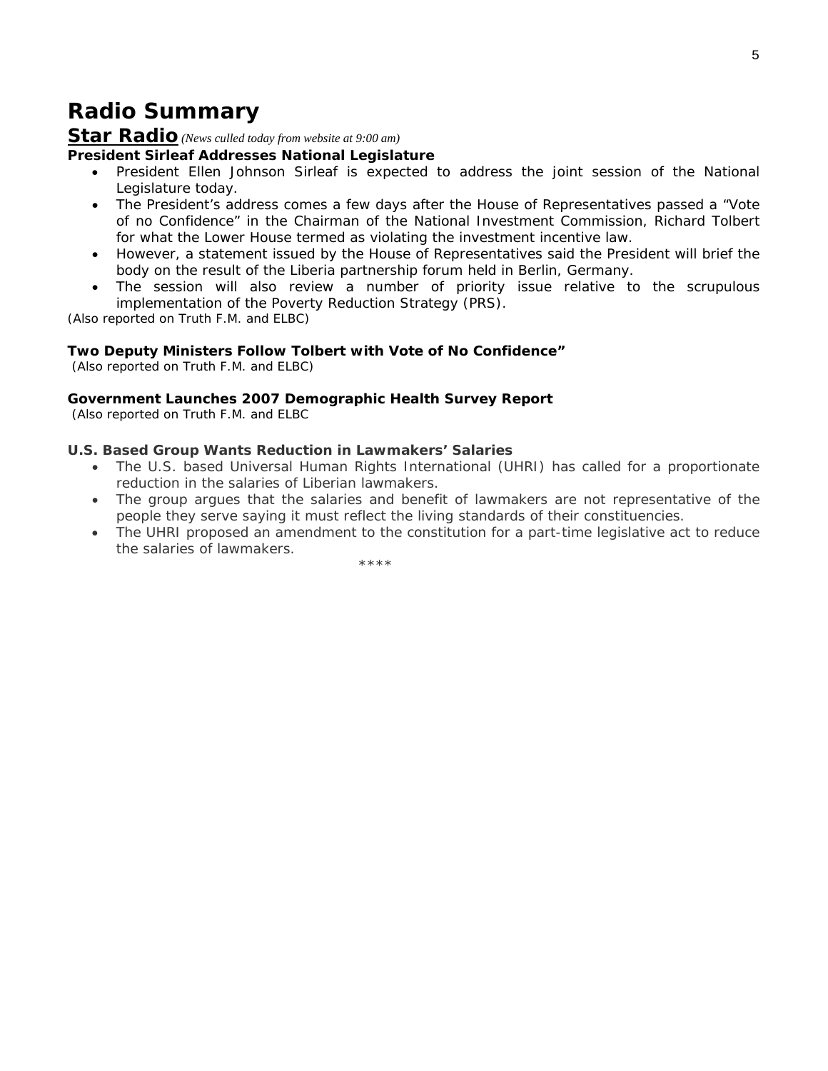# Radio Summary

## Star Radio *(News culled today from website at 9:00 am)*

**President Sirleaf Addresses National Legislature**

- President Ellen Johnson Sirleaf is expected to address the joint session of the National Legislature today.
- The President's address comes a few days after the House of Representatives passed a "Vote of no Confidence" in the Chairman of the National Investment Commission, Richard Tolbert for what the Lower House termed as violating the investment incentive law.
- However, a statement issued by the House of Representatives said the President will brief the body on the result of the Liberia partnership forum held in Berlin, Germany.
- The session will also review a number of priority issue relative to the scrupulous implementation of the Poverty Reduction Strategy (PRS).

(Also reported on Truth F.M. and ELBC)

**Two Deputy Ministers Follow Tolbert with Vote of No Confidence"**

(Also reported on Truth F.M. and ELBC)

**Government Launches 2007 Demographic Health Survey Report**

(Also reported on Truth F.M. and ELBC

**U.S. Based Group Wants Reduction in Lawmakers' Salaries**

- The U.S. based Universal Human Rights International (UHRI) has called for a proportionate reduction in the salaries of Liberian lawmakers.
- The group argues that the salaries and benefit of lawmakers are not representative of the people they serve saying it must reflect the living standards of their constituencies.
- The UHRI proposed an amendment to the constitution for a part-time legislative act to reduce the salaries of lawmakers.

****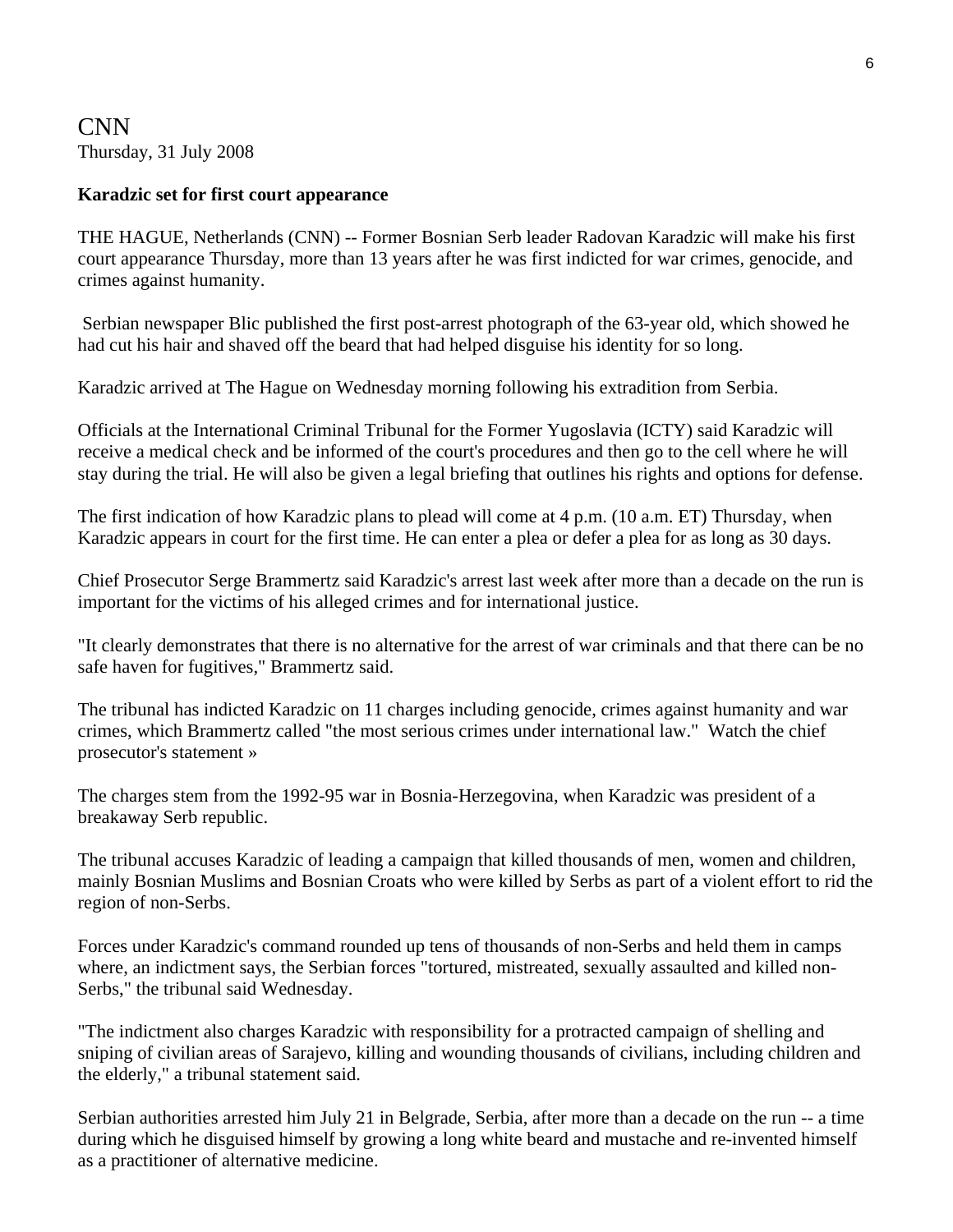CNN
Thursday, 31 July 2008

**Karadzic set for first court appearance**

THE HAGUE, Netherlands (CNN) -- Former Bosnian Serb leader Radovan Karadzic will make his first court appearance Thursday, more than 13 years after he was first indicted for war crimes, genocide, and crimes against humanity.

Serbian newspaper Blic published the first post-arrest photograph of the 63-year old, which showed he had cut his hair and shaved off the beard that had helped disguise his identity for so long.

Karadzic arrived at The Hague on Wednesday morning following his extradition from Serbia.

Officials at the International Criminal Tribunal for the Former Yugoslavia (ICTY) said Karadzic will receive a medical check and be informed of the court's procedures and then go to the cell where he will stay during the trial. He will also be given a legal briefing that outlines his rights and options for defense.

The first indication of how Karadzic plans to plead will come at 4 p.m. (10 a.m. ET) Thursday, when Karadzic appears in court for the first time. He can enter a plea or defer a plea for as long as 30 days.

Chief Prosecutor Serge Brammertz said Karadzic's arrest last week after more than a decade on the run is important for the victims of his alleged crimes and for international justice.

"It clearly demonstrates that there is no alternative for the arrest of war criminals and that there can be no safe haven for fugitives," Brammertz said.

The tribunal has indicted Karadzic on 11 charges including genocide, crimes against humanity and war crimes, which Brammertz called "the most serious crimes under international law." Watch the chief prosecutor's statement »

The charges stem from the 1992-95 war in Bosnia-Herzegovina, when Karadzic was president of a breakaway Serb republic.

The tribunal accuses Karadzic of leading a campaign that killed thousands of men, women and children, mainly Bosnian Muslims and Bosnian Croats who were killed by Serbs as part of a violent effort to rid the region of non-Serbs.

Forces under Karadzic's command rounded up tens of thousands of non-Serbs and held them in camps where, an indictment says, the Serbian forces "tortured, mistreated, sexually assaulted and killed non-Serbs," the tribunal said Wednesday.

"The indictment also charges Karadzic with responsibility for a protracted campaign of shelling and sniping of civilian areas of Sarajevo, killing and wounding thousands of civilians, including children and the elderly," a tribunal statement said.

Serbian authorities arrested him July 21 in Belgrade, Serbia, after more than a decade on the run -- a time during which he disguised himself by growing a long white beard and mustache and re-invented himself as a practitioner of alternative medicine.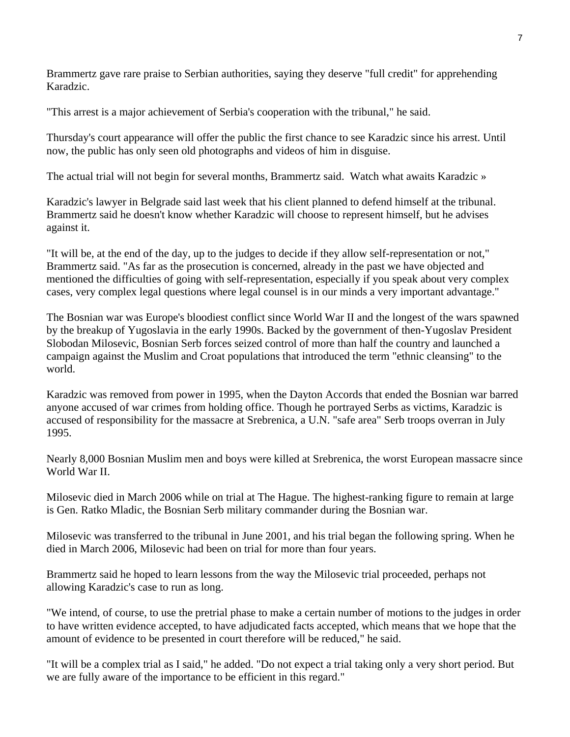Brammertz gave rare praise to Serbian authorities, saying they deserve "full credit" for apprehending Karadzic.

"This arrest is a major achievement of Serbia's cooperation with the tribunal," he said.

Thursday's court appearance will offer the public the first chance to see Karadzic since his arrest. Until now, the public has only seen old photographs and videos of him in disguise.

The actual trial will not begin for several months, Brammertz said.  Watch what awaits Karadzic »

Karadzic's lawyer in Belgrade said last week that his client planned to defend himself at the tribunal. Brammertz said he doesn't know whether Karadzic will choose to represent himself, but he advises against it.

"It will be, at the end of the day, up to the judges to decide if they allow self-representation or not," Brammertz said. "As far as the prosecution is concerned, already in the past we have objected and mentioned the difficulties of going with self-representation, especially if you speak about very complex cases, very complex legal questions where legal counsel is in our minds a very important advantage."

The Bosnian war was Europe's bloodiest conflict since World War II and the longest of the wars spawned by the breakup of Yugoslavia in the early 1990s. Backed by the government of then-Yugoslav President Slobodan Milosevic, Bosnian Serb forces seized control of more than half the country and launched a campaign against the Muslim and Croat populations that introduced the term "ethnic cleansing" to the world.

Karadzic was removed from power in 1995, when the Dayton Accords that ended the Bosnian war barred anyone accused of war crimes from holding office. Though he portrayed Serbs as victims, Karadzic is accused of responsibility for the massacre at Srebrenica, a U.N. "safe area" Serb troops overran in July 1995.

Nearly 8,000 Bosnian Muslim men and boys were killed at Srebrenica, the worst European massacre since World War II.

Milosevic died in March 2006 while on trial at The Hague. The highest-ranking figure to remain at large is Gen. Ratko Mladic, the Bosnian Serb military commander during the Bosnian war.

Milosevic was transferred to the tribunal in June 2001, and his trial began the following spring. When he died in March 2006, Milosevic had been on trial for more than four years.

Brammertz said he hoped to learn lessons from the way the Milosevic trial proceeded, perhaps not allowing Karadzic's case to run as long.

"We intend, of course, to use the pretrial phase to make a certain number of motions to the judges in order to have written evidence accepted, to have adjudicated facts accepted, which means that we hope that the amount of evidence to be presented in court therefore will be reduced," he said.

"It will be a complex trial as I said," he added. "Do not expect a trial taking only a very short period. But we are fully aware of the importance to be efficient in this regard."